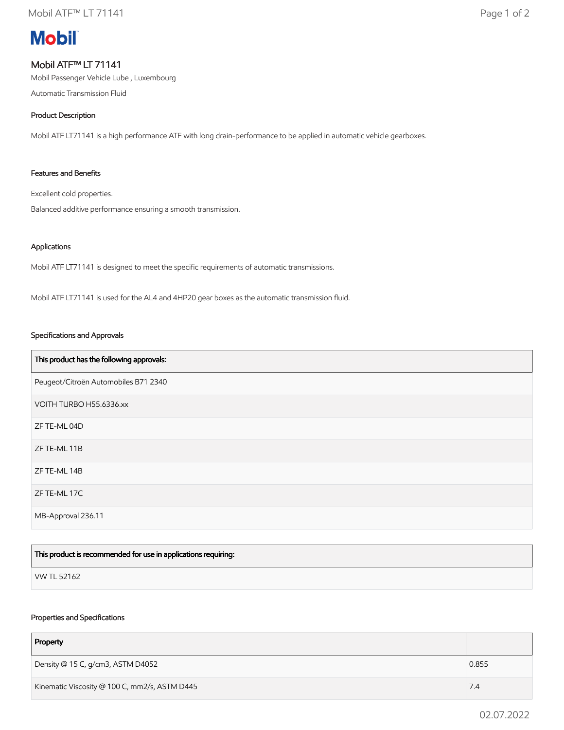# Mobil ATF™ LT 71141

Mobil Passenger Vehicle Lube , Luxembourg

Automatic Transmission Fluid

## Product Description

Mobil ATF LT71141 is a high performance ATF with long drain-performance to be applied in automatic vehicle gearboxes.

## Features and Benefits

Excellent cold properties.

Balanced additive performance ensuring a smooth transmission.

## Applications

Mobil ATF LT71141 is designed to meet the specific requirements of automatic transmissions.

Mobil ATF LT71141 is used for the AL4 and 4HP20 gear boxes as the automatic transmission fluid.

## Specifications and Approvals

| This product has the following approvals: |
| --- |
| Peugeot/Citroën Automobiles B71 2340 |
| VOITH TURBO H55.6336.xx |
| ZF TE-ML 04D |
| ZF TE-ML 11B |
| ZF TE-ML 14B |
| ZF TE-ML 17C |
| MB-Approval 236.11 |

| This product is recommended for use in applications requiring: |
| --- |
| VW TL 52162 |

## Properties and Specifications

| Property | |
| --- | --- |
| Density @ 15 C, g/cm3, ASTM D4052 | 0.855 |
| Kinematic Viscosity @ 100 C, mm2/s, ASTM D445 | 7.4 |

02.07.2022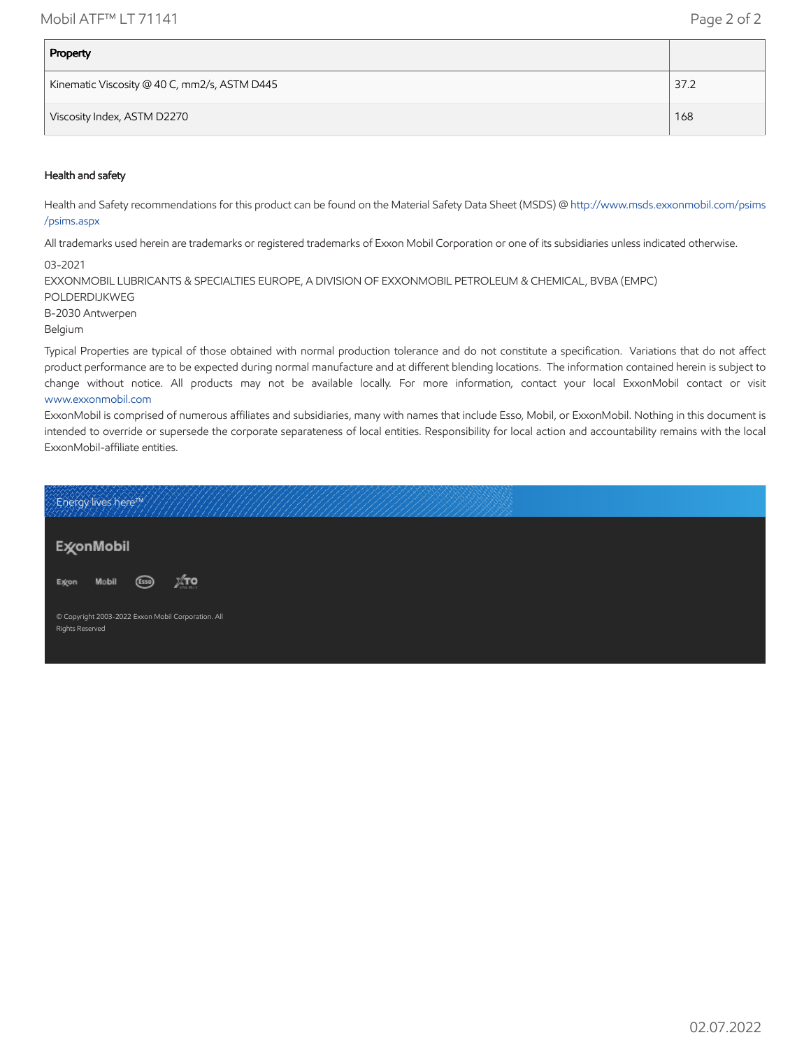| Property | |
|---|---|
| Kinematic Viscosity @ 40 C, mm2/s, ASTM D445 | 37.2 |
| Viscosity Index, ASTM D2270 | 168 |

### Health and safety

Health and Safety recommendations for this product can be found on the Material Safety Data Sheet (MSDS) @ http://www.msds.exxonmobil.com/psims/psims.aspx

All trademarks used herein are trademarks or registered trademarks of Exxon Mobil Corporation or one of its subsidiaries unless indicated otherwise.

03-2021
EXXONMOBIL LUBRICANTS & SPECIALTIES EUROPE, A DIVISION OF EXXONMOBIL PETROLEUM & CHEMICAL, BVBA (EMPC)
POLDERDIJKWEG
B-2030 Antwerpen
Belgium

Typical Properties are typical of those obtained with normal production tolerance and do not constitute a specification. Variations that do not affect product performance are to be expected during normal manufacture and at different blending locations. The information contained herein is subject to change without notice. All products may not be available locally. For more information, contact your local ExxonMobil contact or visit www.exxonmobil.com

ExxonMobil is comprised of numerous affiliates and subsidiaries, many with names that include Esso, Mobil, or ExxonMobil. Nothing in this document is intended to override or supersede the corporate separateness of local entities. Responsibility for local action and accountability remains with the local ExxonMobil-affiliate entities.

Energy lives here™

ExxonMobil

Exxon Mobil Esso XTO

© Copyright 2003-2022 Exxon Mobil Corporation. All Rights Reserved